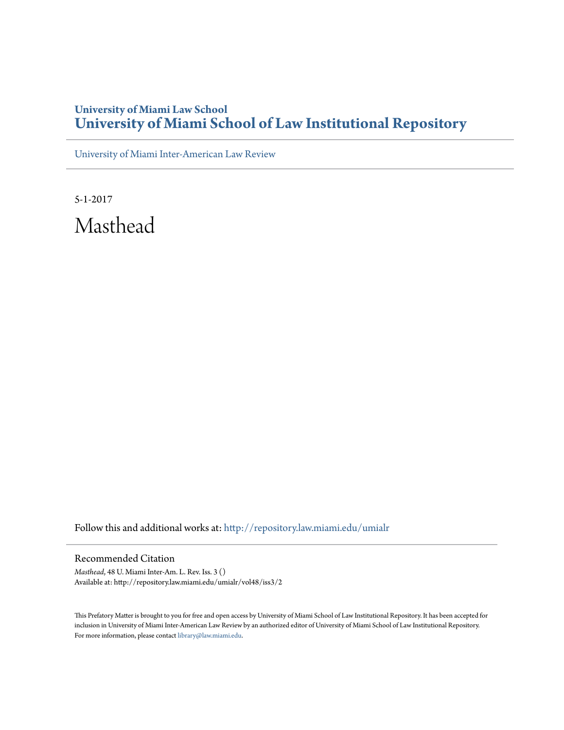University of Miami Law School
# University of Miami School of Law Institutional Repository

University of Miami Inter-American Law Review

5-1-2017

# Masthead

Follow this and additional works at: http://repository.law.miami.edu/umialr

## Recommended Citation

*Masthead*, 48 U. Miami Inter-Am. L. Rev. Iss. 3 ()
Available at: http://repository.law.miami.edu/umialr/vol48/iss3/2

This Prefatory Matter is brought to you for free and open access by University of Miami School of Law Institutional Repository. It has been accepted for inclusion in University of Miami Inter-American Law Review by an authorized editor of University of Miami School of Law Institutional Repository. For more information, please contact library@law.miami.edu.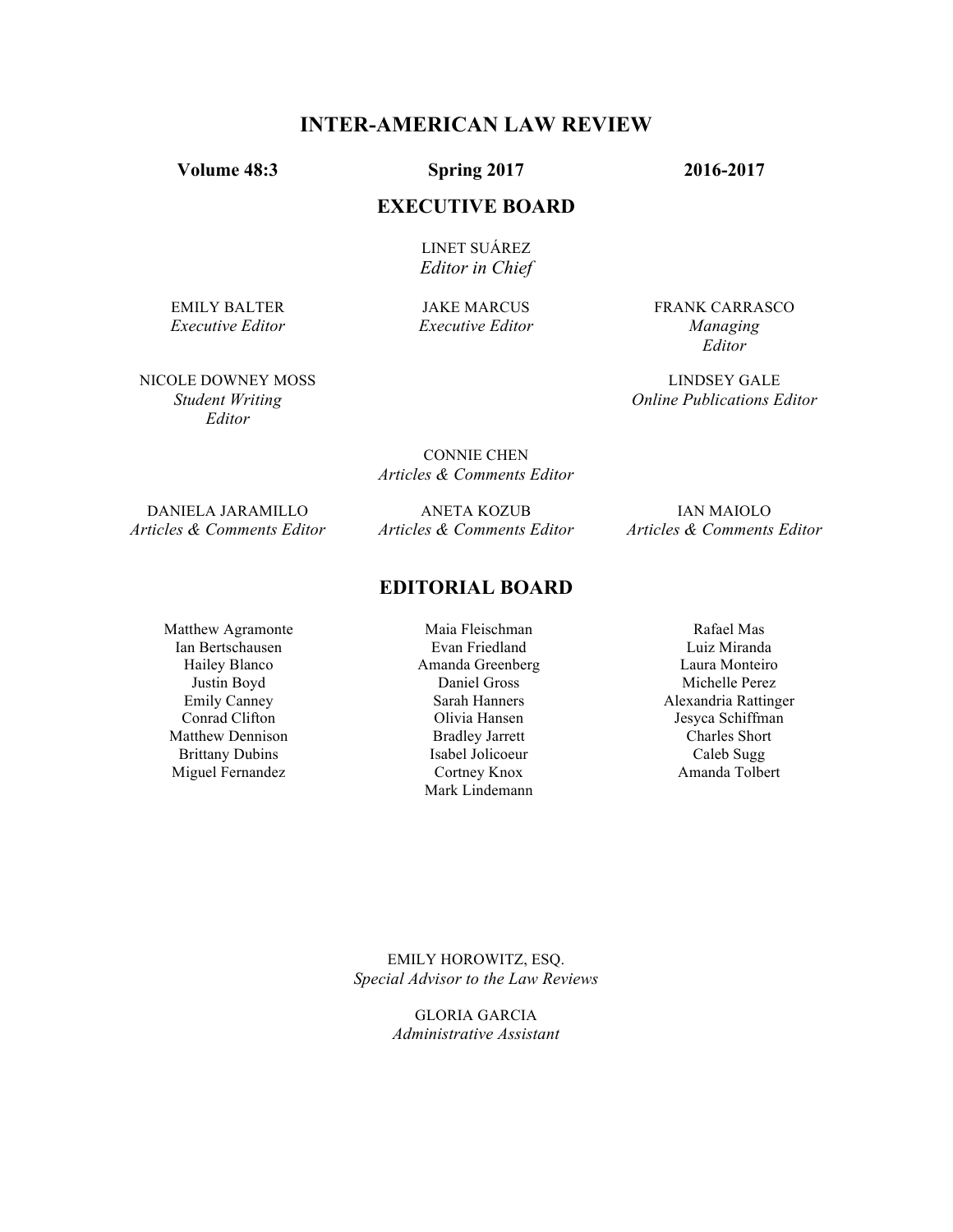# INTER-AMERICAN LAW REVIEW

**Volume 48:3** **Spring 2017** **2016-2017**

## EXECUTIVE BOARD

LINET SUÁREZ
*Editor in Chief*

EMILY BALTER
*Executive Editor*

JAKE MARCUS
*Executive Editor*

FRANK CARRASCO
*Managing Editor*

NICOLE DOWNEY MOSS
*Student Writing Editor*

LINDSEY GALE
*Online Publications Editor*

CONNIE CHEN
*Articles & Comments Editor*

DANIELA JARAMILLO
*Articles & Comments Editor*

ANETA KOZUB
*Articles & Comments Editor*

IAN MAIOLO
*Articles & Comments Editor*

## EDITORIAL BOARD

Matthew Agramonte
Ian Bertschausen
Hailey Blanco
Justin Boyd
Emily Canney
Conrad Clifton
Matthew Dennison
Brittany Dubins
Miguel Fernandez

Maia Fleischman
Evan Friedland
Amanda Greenberg
Daniel Gross
Sarah Hanners
Olivia Hansen
Bradley Jarrett
Isabel Jolicoeur
Cortney Knox
Mark Lindemann

Rafael Mas
Luiz Miranda
Laura Monteiro
Michelle Perez
Alexandria Rattinger
Jesyca Schiffman
Charles Short
Caleb Sugg
Amanda Tolbert

EMILY HOROWITZ, ESQ.
*Special Advisor to the Law Reviews*

GLORIA GARCIA
*Administrative Assistant*